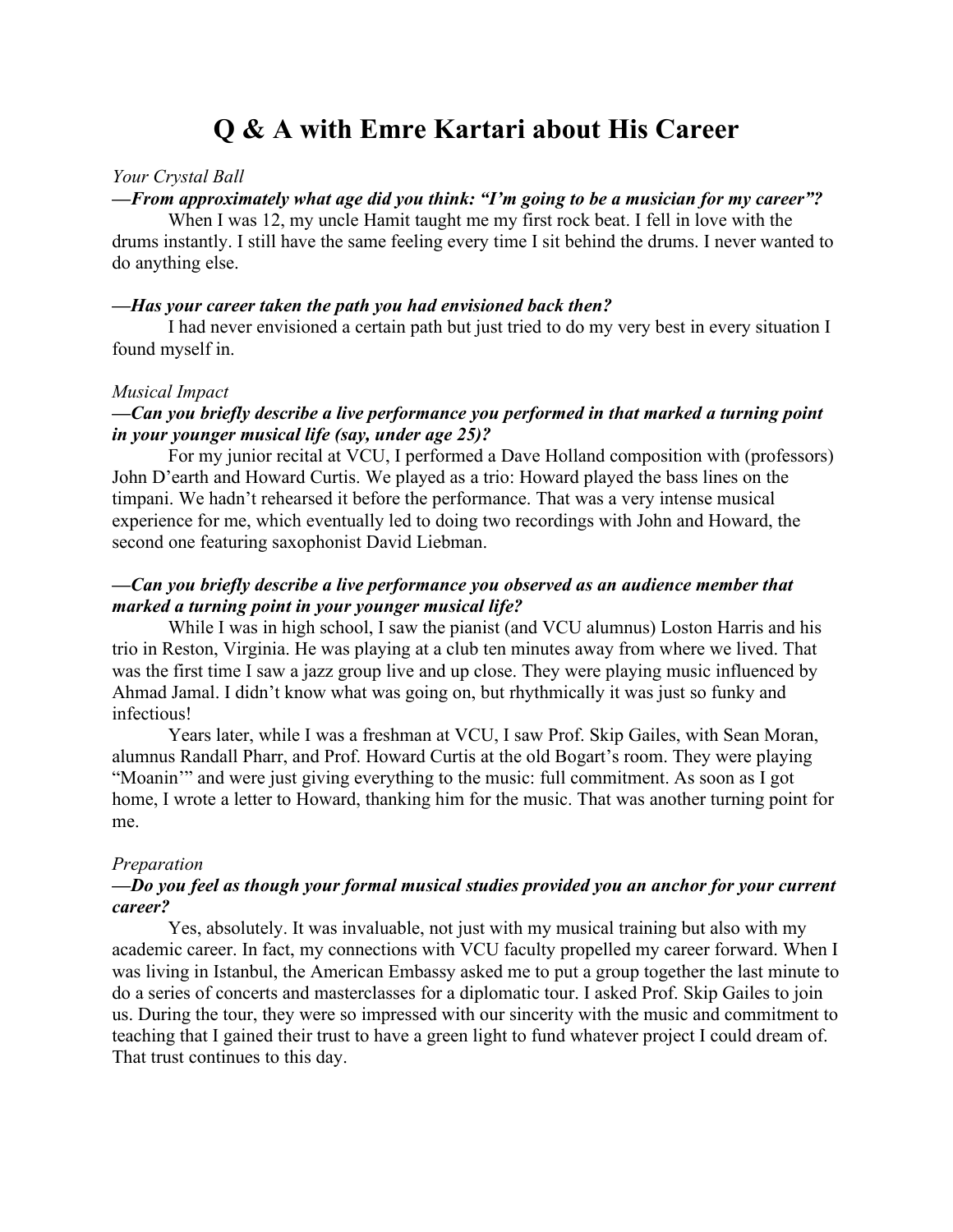# Q & A with Emre Kartari about His Career

*Your Crystal Ball*

***—From approximately what age did you think: "I'm going to be a musician for my career"?***

When I was 12, my uncle Hamit taught me my first rock beat. I fell in love with the drums instantly. I still have the same feeling every time I sit behind the drums. I never wanted to do anything else.

***—Has your career taken the path you had envisioned back then?***

I had never envisioned a certain path but just tried to do my very best in every situation I found myself in.

*Musical Impact*

***—Can you briefly describe a live performance you performed in that marked a turning point in your younger musical life (say, under age 25)?***

For my junior recital at VCU, I performed a Dave Holland composition with (professors) John D'earth and Howard Curtis. We played as a trio: Howard played the bass lines on the timpani. We hadn't rehearsed it before the performance. That was a very intense musical experience for me, which eventually led to doing two recordings with John and Howard, the second one featuring saxophonist David Liebman.

***—Can you briefly describe a live performance you observed as an audience member that marked a turning point in your younger musical life?***

While I was in high school, I saw the pianist (and VCU alumnus) Loston Harris and his trio in Reston, Virginia. He was playing at a club ten minutes away from where we lived. That was the first time I saw a jazz group live and up close. They were playing music influenced by Ahmad Jamal. I didn't know what was going on, but rhythmically it was just so funky and infectious!

Years later, while I was a freshman at VCU, I saw Prof. Skip Gailes, with Sean Moran, alumnus Randall Pharr, and Prof. Howard Curtis at the old Bogart's room. They were playing "Moanin'" and were just giving everything to the music: full commitment. As soon as I got home, I wrote a letter to Howard, thanking him for the music. That was another turning point for me.

*Preparation*

***—Do you feel as though your formal musical studies provided you an anchor for your current career?***

Yes, absolutely. It was invaluable, not just with my musical training but also with my academic career. In fact, my connections with VCU faculty propelled my career forward. When I was living in Istanbul, the American Embassy asked me to put a group together the last minute to do a series of concerts and masterclasses for a diplomatic tour. I asked Prof. Skip Gailes to join us. During the tour, they were so impressed with our sincerity with the music and commitment to teaching that I gained their trust to have a green light to fund whatever project I could dream of. That trust continues to this day.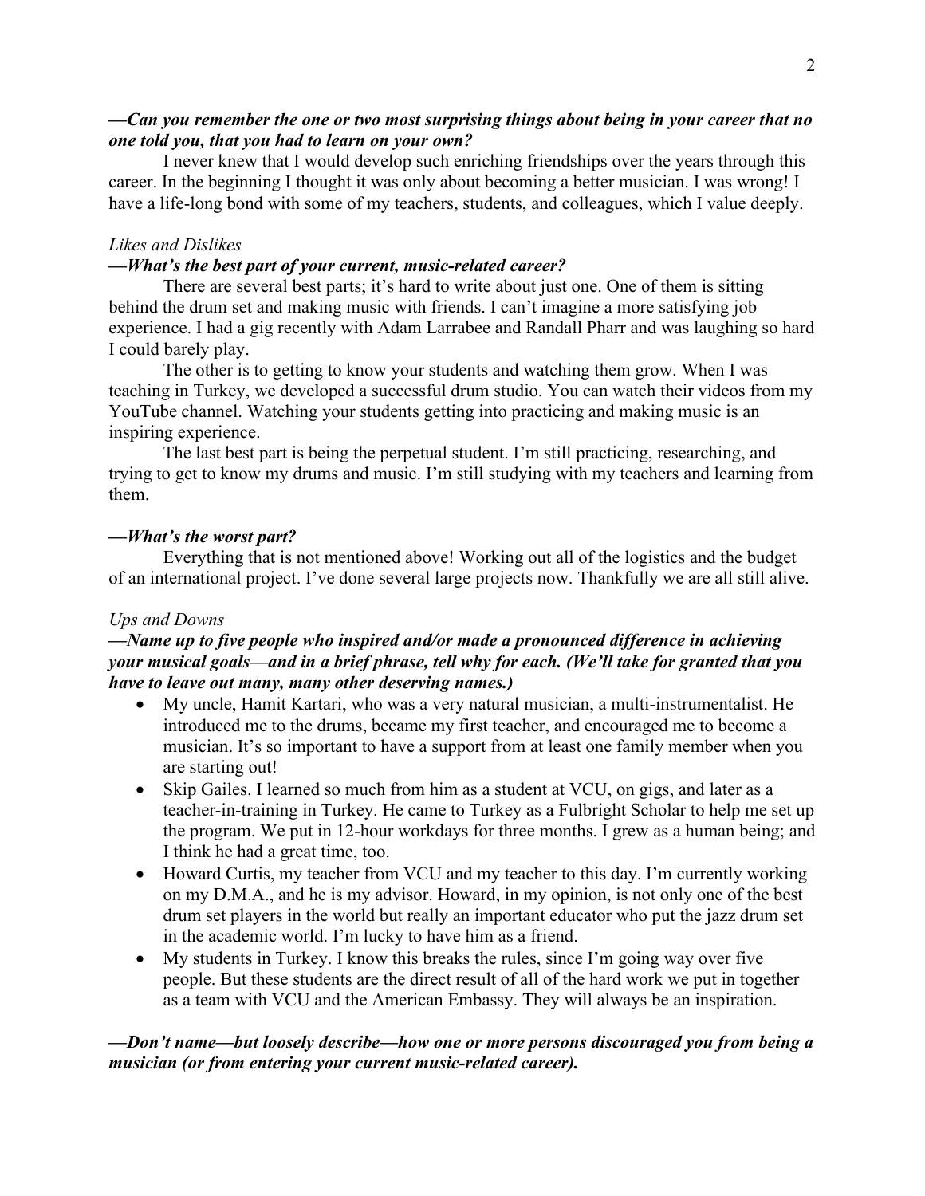***—Can you remember the one or two most surprising things about being in your career that no one told you, that you had to learn on your own?***

I never knew that I would develop such enriching friendships over the years through this career. In the beginning I thought it was only about becoming a better musician. I was wrong! I have a life-long bond with some of my teachers, students, and colleagues, which I value deeply.

*Likes and Dislikes*

***—What's the best part of your current, music-related career?***

There are several best parts; it's hard to write about just one. One of them is sitting behind the drum set and making music with friends. I can't imagine a more satisfying job experience. I had a gig recently with Adam Larrabee and Randall Pharr and was laughing so hard I could barely play.

The other is to getting to know your students and watching them grow. When I was teaching in Turkey, we developed a successful drum studio. You can watch their videos from my YouTube channel. Watching your students getting into practicing and making music is an inspiring experience.

The last best part is being the perpetual student. I'm still practicing, researching, and trying to get to know my drums and music. I'm still studying with my teachers and learning from them.

***—What's the worst part?***

Everything that is not mentioned above! Working out all of the logistics and the budget of an international project. I've done several large projects now. Thankfully we are all still alive.

*Ups and Downs*

***—Name up to five people who inspired and/or made a pronounced difference in achieving your musical goals—and in a brief phrase, tell why for each. (We'll take for granted that you have to leave out many, many other deserving names.)***

- My uncle, Hamit Kartari, who was a very natural musician, a multi-instrumentalist. He introduced me to the drums, became my first teacher, and encouraged me to become a musician. It's so important to have a support from at least one family member when you are starting out!
- Skip Gailes. I learned so much from him as a student at VCU, on gigs, and later as a teacher-in-training in Turkey. He came to Turkey as a Fulbright Scholar to help me set up the program. We put in 12-hour workdays for three months. I grew as a human being; and I think he had a great time, too.
- Howard Curtis, my teacher from VCU and my teacher to this day. I'm currently working on my D.M.A., and he is my advisor. Howard, in my opinion, is not only one of the best drum set players in the world but really an important educator who put the jazz drum set in the academic world. I'm lucky to have him as a friend.
- My students in Turkey. I know this breaks the rules, since I'm going way over five people. But these students are the direct result of all of the hard work we put in together as a team with VCU and the American Embassy. They will always be an inspiration.

***—Don't name—but loosely describe—how one or more persons discouraged you from being a musician (or from entering your current music-related career).***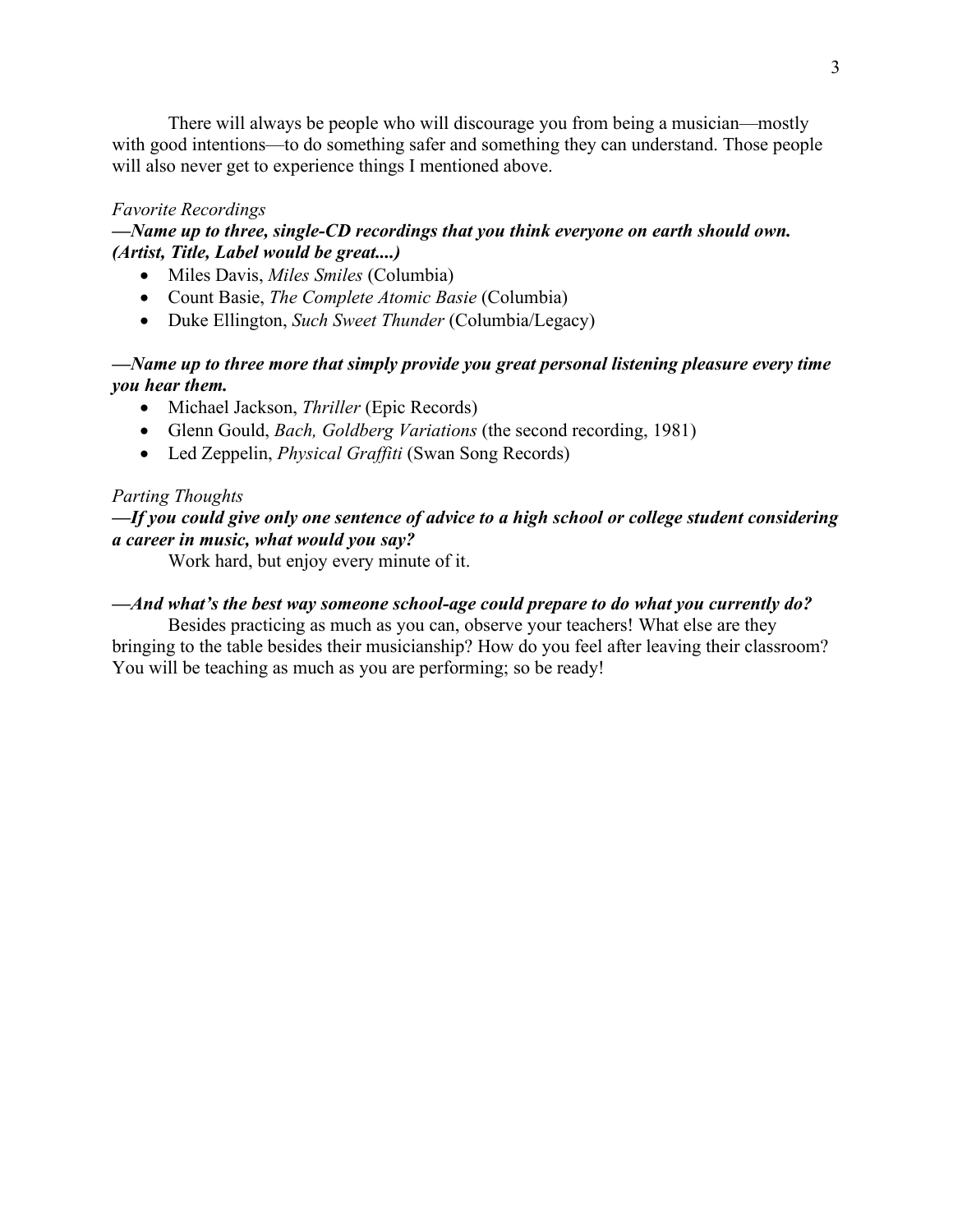There will always be people who will discourage you from being a musician—mostly with good intentions—to do something safer and something they can understand. Those people will also never get to experience things I mentioned above.

*Favorite Recordings*

***—Name up to three, single-CD recordings that you think everyone on earth should own. (Artist, Title, Label would be great....)***

- Miles Davis, *Miles Smiles* (Columbia)
- Count Basie, *The Complete Atomic Basie* (Columbia)
- Duke Ellington, *Such Sweet Thunder* (Columbia/Legacy)

***—Name up to three more that simply provide you great personal listening pleasure every time you hear them.***

- Michael Jackson, *Thriller* (Epic Records)
- Glenn Gould, *Bach, Goldberg Variations* (the second recording, 1981)
- Led Zeppelin, *Physical Graffiti* (Swan Song Records)

*Parting Thoughts*

***—If you could give only one sentence of advice to a high school or college student considering a career in music, what would you say?***

Work hard, but enjoy every minute of it.

***—And what's the best way someone school-age could prepare to do what you currently do?***

Besides practicing as much as you can, observe your teachers! What else are they bringing to the table besides their musicianship? How do you feel after leaving their classroom? You will be teaching as much as you are performing; so be ready!